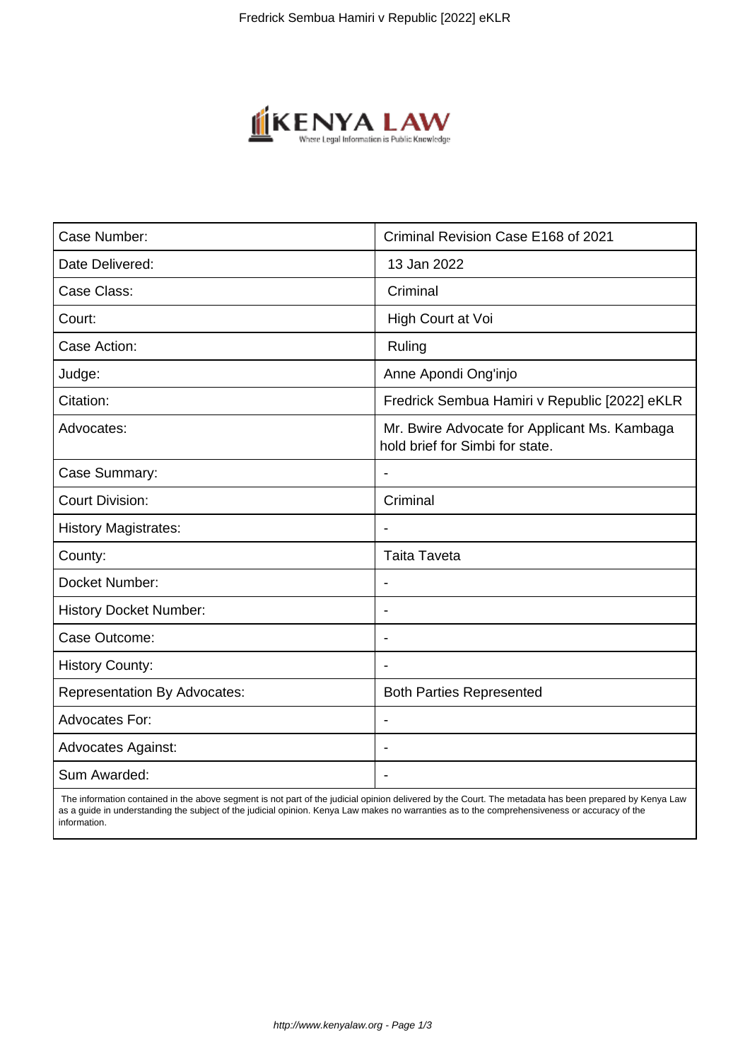| Case Number: | Criminal Revision Case E168 of 2021 |
| --- | --- |
| Date Delivered: | 13 Jan 2022 |
| Case Class: | Criminal |
| Court: | High Court at Voi |
| Case Action: | Ruling |
| Judge: | Anne Apondi Ong'injo |
| Citation: | Fredrick Sembua Hamiri v Republic [2022] eKLR |
| Advocates: | Mr. Bwire Advocate for Applicant Ms. Kambaga hold brief for Simbi for state. |
| Case Summary: | - |
| Court Division: | Criminal |
| History Magistrates: | - |
| County: | Taita Taveta |
| Docket Number: | - |
| History Docket Number: | - |
| Case Outcome: | - |
| History County: | - |
| Representation By Advocates: | Both Parties Represented |
| Advocates For: | - |
| Advocates Against: | - |
| Sum Awarded: | - |

The information contained in the above segment is not part of the judicial opinion delivered by the Court. The metadata has been prepared by Kenya Law as a guide in understanding the subject of the judicial opinion. Kenya Law makes no warranties as to the comprehensiveness or accuracy of the information.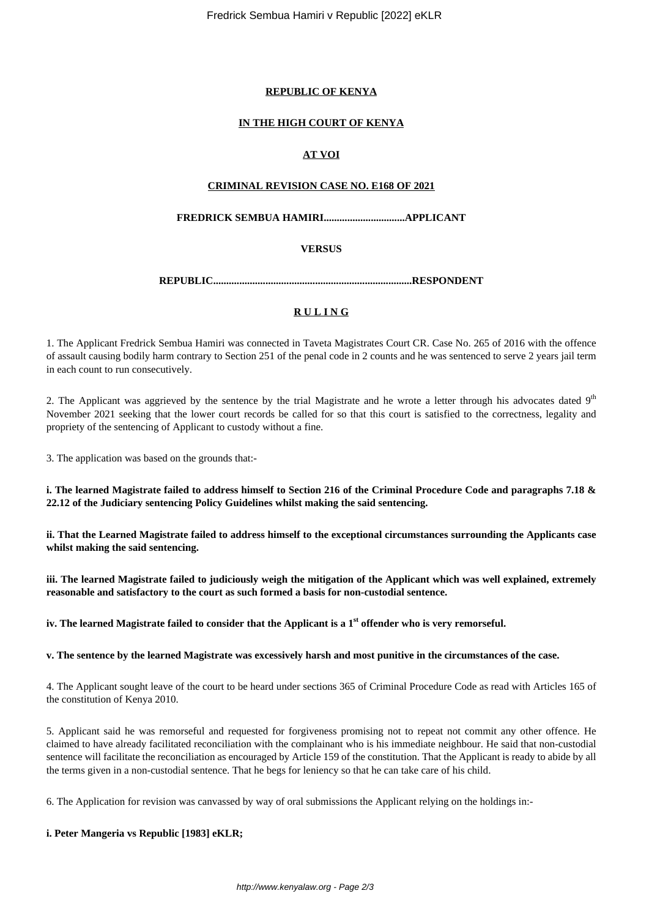**REPUBLIC OF KENYA**

**IN THE HIGH COURT OF KENYA**

**AT VOI**

**CRIMINAL REVISION CASE NO. E168 OF 2021**

**FREDRICK SEMBUA HAMIRI...............................APPLICANT**

**VERSUS**

**REPUBLIC............................................................................RESPONDENT**

**R U L I N G**

1. The Applicant Fredrick Sembua Hamiri was connected in Taveta Magistrates Court CR. Case No. 265 of 2016 with the offence of assault causing bodily harm contrary to Section 251 of the penal code in 2 counts and he was sentenced to serve 2 years jail term in each count to run consecutively.

2. The Applicant was aggrieved by the sentence by the trial Magistrate and he wrote a letter through his advocates dated 9th November 2021 seeking that the lower court records be called for so that this court is satisfied to the correctness, legality and propriety of the sentencing of Applicant to custody without a fine.

3. The application was based on the grounds that:-

**i. The learned Magistrate failed to address himself to Section 216 of the Criminal Procedure Code and paragraphs 7.18 & 22.12 of the Judiciary sentencing Policy Guidelines whilst making the said sentencing.**

**ii. That the Learned Magistrate failed to address himself to the exceptional circumstances surrounding the Applicants case whilst making the said sentencing.**

**iii. The learned Magistrate failed to judiciously weigh the mitigation of the Applicant which was well explained, extremely reasonable and satisfactory to the court as such formed a basis for non-custodial sentence.**

**iv. The learned Magistrate failed to consider that the Applicant is a 1st offender who is very remorseful.**

**v. The sentence by the learned Magistrate was excessively harsh and most punitive in the circumstances of the case.**

4. The Applicant sought leave of the court to be heard under sections 365 of Criminal Procedure Code as read with Articles 165 of the constitution of Kenya 2010.

5. Applicant said he was remorseful and requested for forgiveness promising not to repeat not commit any other offence. He claimed to have already facilitated reconciliation with the complainant who is his immediate neighbour. He said that non-custodial sentence will facilitate the reconciliation as encouraged by Article 159 of the constitution. That the Applicant is ready to abide by all the terms given in a non-custodial sentence. That he begs for leniency so that he can take care of his child.

6. The Application for revision was canvassed by way of oral submissions the Applicant relying on the holdings in:-

**i. Peter Mangeria vs Republic [1983] eKLR;**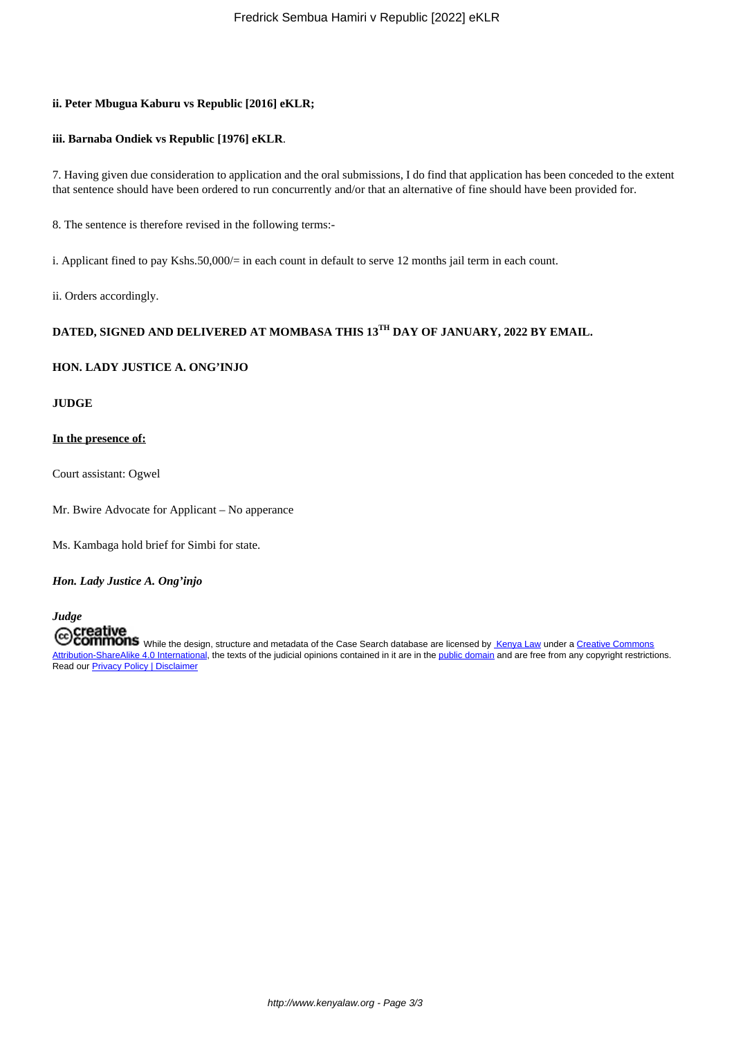**ii. Peter Mbugua Kaburu vs Republic [2016] eKLR;**

**iii. Barnaba Ondiek vs Republic [1976] eKLR**.

7. Having given due consideration to application and the oral submissions, I do find that application has been conceded to the extent that sentence should have been ordered to run concurrently and/or that an alternative of fine should have been provided for.

8. The sentence is therefore revised in the following terms:-

i. Applicant fined to pay Kshs.50,000/= in each count in default to serve 12 months jail term in each count.

ii. Orders accordingly.

**DATED, SIGNED AND DELIVERED AT MOMBASA THIS 13TH DAY OF JANUARY, 2022 BY EMAIL.**

**HON. LADY JUSTICE A. ONG'INJO**

**JUDGE**

**<u>In the presence of:</u>**

Court assistant: Ogwel

Mr. Bwire Advocate for Applicant – No apperance

Ms. Kambaga hold brief for Simbi for state.

***Hon. Lady Justice A. Ong'injo***

***Judge***

While the design, structure and metadata of the Case Search database are licensed by Kenya Law under a Creative Commons Attribution-ShareAlike 4.0 International, the texts of the judicial opinions contained in it are in the public domain and are free from any copyright restrictions. Read our Privacy Policy | Disclaimer